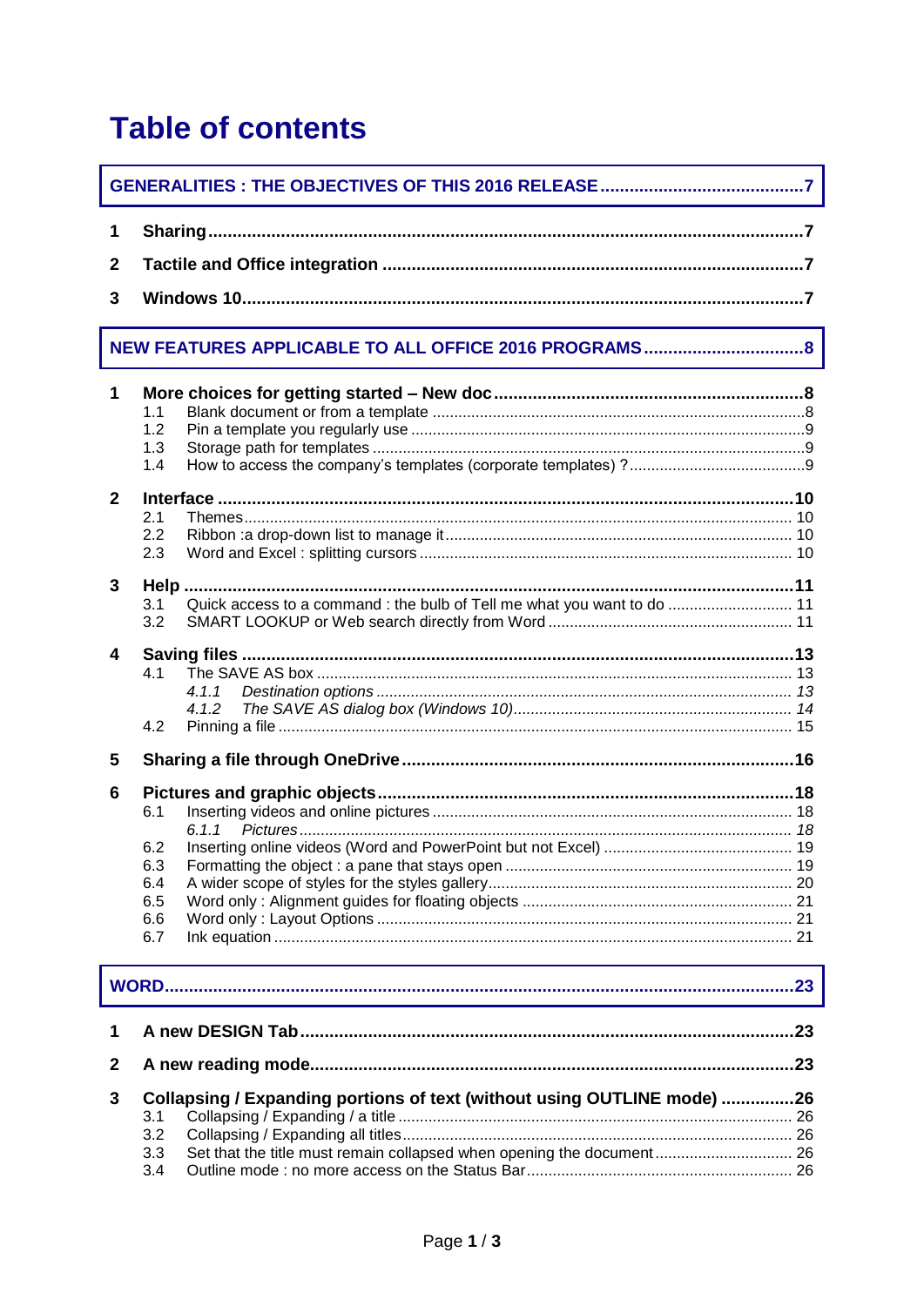# Table of contents

**GENERALITIES : THE OBJECTIVES OF THIS 2016 RELEASE .......................................... 7**

**1 Sharing .......................................................................................................... 7**

**2 Tactile and Office integration ....................................................................... 7**

**3 Windows 10 .................................................................................................... 7**

**NEW FEATURES APPLICABLE TO ALL OFFICE 2016 PROGRAMS ................................ 8**

**1 More choices for getting started – New doc ............................................................... 8**

1.1 Blank document or from a template ........................................................................ 8
1.2 Pin a template you regularly use ............................................................................ 9
1.3 Storage path for templates ...................................................................................... 9
1.4 How to access the company's templates (corporate templates) ? ......................... 9

**2 Interface ..................................................................................................................... 10**

2.1 Themes .................................................................................................................... 10
2.2 Ribbon :a drop-down list to manage it .................................................................... 10
2.3 Word and Excel : splitting cursors .......................................................................... 10

**3 Help ........................................................................................................................... 11**

3.1 Quick access to a command : the bulb of Tell me what you want to do ................ 11
3.2 SMART LOOKUP or Web search directly from Word ............................................ 11

**4 Saving files ................................................................................................................. 13**

4.1 The SAVE AS box ................................................................................................... 13

*4.1.1 Destination options ................................................................................................ 13*
*4.1.2 The SAVE AS dialog box (Windows 10) ............................................................... 14*

4.2 Pinning a file ............................................................................................................ 15

**5 Sharing a file through OneDrive ................................................................................. 16**

**6 Pictures and graphic objects ..................................................................................... 18**

6.1 Inserting videos and online pictures ........................................................................ 18

*6.1.1 Pictures ................................................................................................................. 18*

6.2 Inserting online videos (Word and PowerPoint but not Excel) ................................ 19
6.3 Formatting the object : a pane that stays open ....................................................... 19
6.4 A wider scope of styles for the styles gallery ........................................................... 20
6.5 Word only : Alignment guides for floating objects .................................................. 21
6.6 Word only : Layout Options ..................................................................................... 21
6.7 Ink equation ............................................................................................................. 21

**WORD ............................................................................................................................. 23**

**1 A new DESIGN Tab ..................................................................................................... 23**

**2 A new reading mode .................................................................................................... 23**

**3 Collapsing / Expanding portions of text (without using OUTLINE mode) ............... 26**

3.1 Collapsing / Expanding / a title ................................................................................ 26
3.2 Collapsing / Expanding all titles ............................................................................... 26
3.3 Set that the title must remain collapsed when opening the document .................... 26
3.4 Outline mode : no more access on the Status Bar .................................................. 26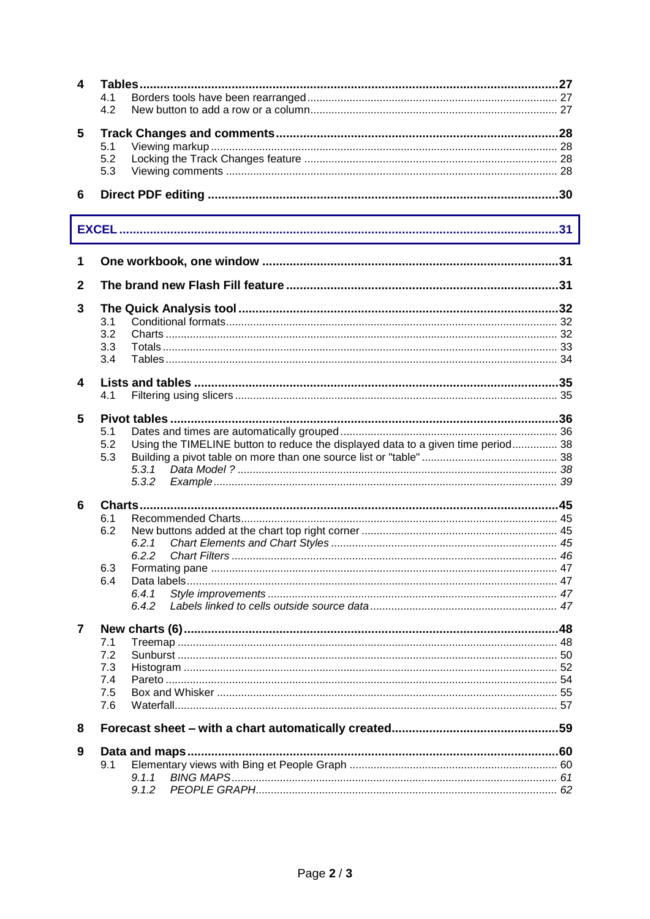**4 Tables** ..... **27**

- 4.1 Borders tools have been rearranged ..... 27
- 4.2 New button to add a row or a column ..... 27

**5 Track Changes and comments** ..... **28**

- 5.1 Viewing markup ..... 28
- 5.2 Locking the Track Changes feature ..... 28
- 5.3 Viewing comments ..... 28

**6 Direct PDF editing** ..... **30**

**EXCEL** ..... **31**

**1 One workbook, one window** ..... **31**

**2 The brand new Flash Fill feature** ..... **31**

**3 The Quick Analysis tool** ..... **32**

- 3.1 Conditional formats ..... 32
- 3.2 Charts ..... 32
- 3.3 Totals ..... 33
- 3.4 Tables ..... 34

**4 Lists and tables** ..... **35**

- 4.1 Filtering using slicers ..... 35

**5 Pivot tables** ..... **36**

- 5.1 Dates and times are automatically grouped ..... 36
- 5.2 Using the TIMELINE button to reduce the displayed data to a given time period ..... 38
- 5.3 Building a pivot table on more than one source list or "table" ..... 38
  - *5.3.1 Data Model ? ..... 38*
  - *5.3.2 Example ..... 39*

**6 Charts** ..... **45**

- 6.1 Recommended Charts ..... 45
- 6.2 New buttons added at the chart top right corner ..... 45
  - *6.2.1 Chart Elements and Chart Styles ..... 45*
  - *6.2.2 Chart Filters ..... 46*
- 6.3 Formating pane ..... 47
- 6.4 Data labels ..... 47
  - *6.4.1 Style improvements ..... 47*
  - *6.4.2 Labels linked to cells outside source data ..... 47*

**7 New charts (6)** ..... **48**

- 7.1 Treemap ..... 48
- 7.2 Sunburst ..... 50
- 7.3 Histogram ..... 52
- 7.4 Pareto ..... 54
- 7.5 Box and Whisker ..... 55
- 7.6 Waterfall ..... 57

**8 Forecast sheet – with a chart automatically created** ..... **59**

**9 Data and maps** ..... **60**

- 9.1 Elementary views with Bing et People Graph ..... 60
  - *9.1.1 BING MAPS ..... 61*
  - *9.1.2 PEOPLE GRAPH ..... 62*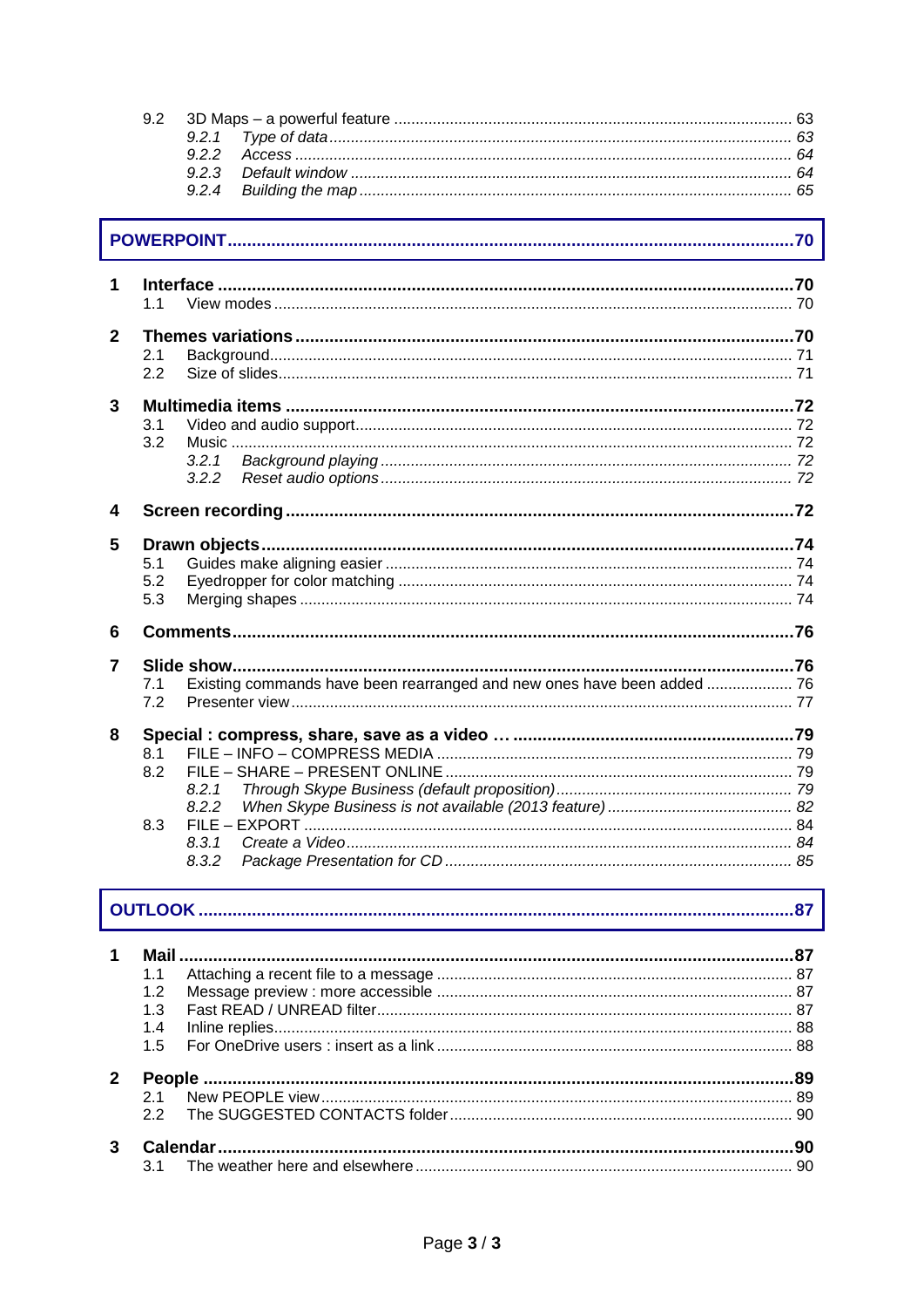9.2 3D Maps – a powerful feature ........ 63
*9.2.1 Type of data* ........ *63*
*9.2.2 Access* ........ *64*
*9.2.3 Default window* ........ *64*
*9.2.4 Building the map* ........ *65*

**POWERPOINT ........ 70**

**1 Interface ........ 70**
1.1 View modes ........ 70

**2 Themes variations ........ 70**
2.1 Background ........ 71
2.2 Size of slides ........ 71

**3 Multimedia items ........ 72**
3.1 Video and audio support ........ 72
3.2 Music ........ 72
*3.2.1 Background playing* ........ *72*
*3.2.2 Reset audio options* ........ *72*

**4 Screen recording ........ 72**

**5 Drawn objects ........ 74**
5.1 Guides make aligning easier ........ 74
5.2 Eyedropper for color matching ........ 74
5.3 Merging shapes ........ 74

**6 Comments ........ 76**

**7 Slide show ........ 76**
7.1 Existing commands have been rearranged and new ones have been added ........ 76
7.2 Presenter view ........ 77

**8 Special : compress, share, save as a video … ........ 79**
8.1 FILE – INFO – COMPRESS MEDIA ........ 79
8.2 FILE – SHARE – PRESENT ONLINE ........ 79
*8.2.1 Through Skype Business (default proposition)* ........ *79*
*8.2.2 When Skype Business is not available (2013 feature)* ........ *82*
8.3 FILE – EXPORT ........ 84
*8.3.1 Create a Video* ........ *84*
*8.3.2 Package Presentation for CD* ........ *85*

**OUTLOOK ........ 87**

**1 Mail ........ 87**
1.1 Attaching a recent file to a message ........ 87
1.2 Message preview : more accessible ........ 87
1.3 Fast READ / UNREAD filter ........ 87
1.4 Inline replies ........ 88
1.5 For OneDrive users : insert as a link ........ 88

**2 People ........ 89**
2.1 New PEOPLE view ........ 89
2.2 The SUGGESTED CONTACTS folder ........ 90

**3 Calendar ........ 90**
3.1 The weather here and elsewhere ........ 90